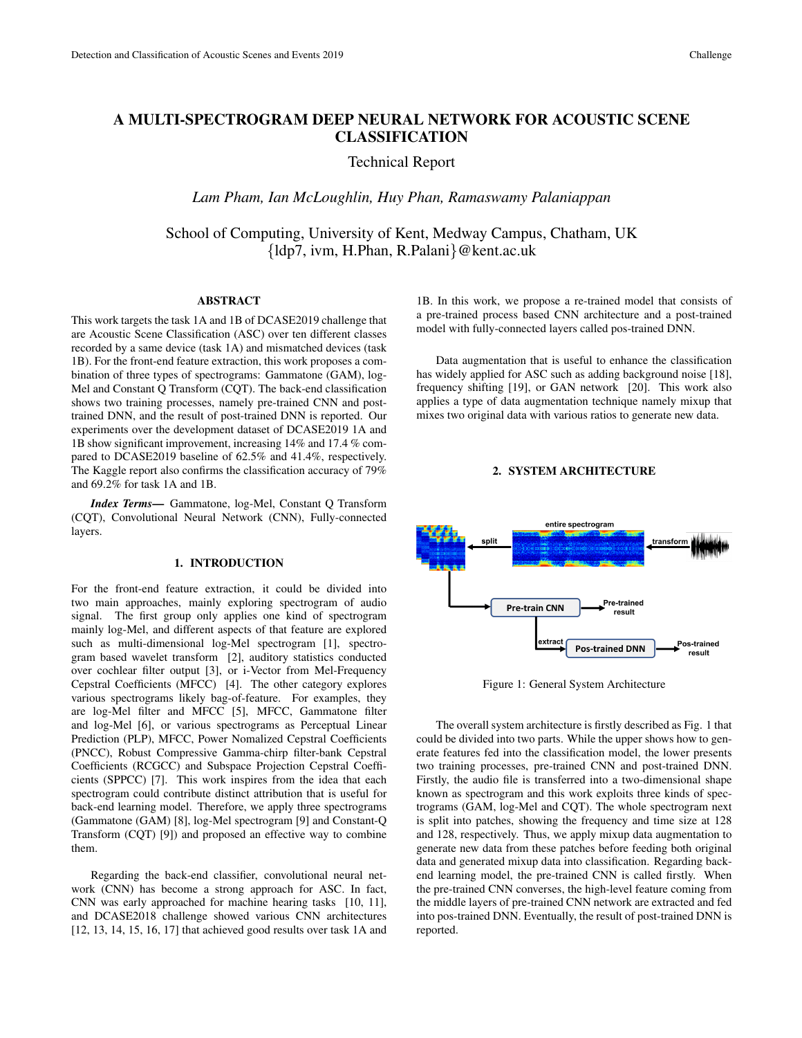# A MULTI-SPECTROGRAM DEEP NEURAL NETWORK FOR ACOUSTIC SCENE CLASSIFICATION

Technical Report

*Lam Pham, Ian McLoughlin, Huy Phan, Ramaswamy Palaniappan*

School of Computing, University of Kent, Medway Campus, Chatham, UK
{ldp7, ivm, H.Phan, R.Palani}@kent.ac.uk

## ABSTRACT

This work targets the task 1A and 1B of DCASE2019 challenge that are Acoustic Scene Classification (ASC) over ten different classes recorded by a same device (task 1A) and mismatched devices (task 1B). For the front-end feature extraction, this work proposes a combination of three types of spectrograms: Gammatone (GAM), log-Mel and Constant Q Transform (CQT). The back-end classification shows two training processes, namely pre-trained CNN and post-trained DNN, and the result of post-trained DNN is reported. Our experiments over the development dataset of DCASE2019 1A and 1B show significant improvement, increasing 14% and 17.4 % compared to DCASE2019 baseline of 62.5% and 41.4%, respectively. The Kaggle report also confirms the classification accuracy of 79% and 69.2% for task 1A and 1B.

***Index Terms*—** Gammatone, log-Mel, Constant Q Transform (CQT), Convolutional Neural Network (CNN), Fully-connected layers.

## 1. INTRODUCTION

For the front-end feature extraction, it could be divided into two main approaches, mainly exploring spectrogram of audio signal. The first group only applies one kind of spectrogram mainly log-Mel, and different aspects of that feature are explored such as multi-dimensional log-Mel spectrogram [1], spectrogram based wavelet transform [2], auditory statistics conducted over cochlear filter output [3], or i-Vector from Mel-Frequency Cepstral Coefficients (MFCC) [4]. The other category explores various spectrograms likely bag-of-feature. For examples, they are log-Mel filter and MFCC [5], MFCC, Gammatone filter and log-Mel [6], or various spectrograms as Perceptual Linear Prediction (PLP), MFCC, Power Nomalized Cepstral Coefficients (PNCC), Robust Compressive Gamma-chirp filter-bank Cepstral Coefficients (RCGCC) and Subspace Projection Cepstral Coefficients (SPPCC) [7]. This work inspires from the idea that each spectrogram could contribute distinct attribution that is useful for back-end learning model. Therefore, we apply three spectrograms (Gammatone (GAM) [8], log-Mel spectrogram [9] and Constant-Q Transform (CQT) [9]) and proposed an effective way to combine them.

Regarding the back-end classifier, convolutional neural network (CNN) has become a strong approach for ASC. In fact, CNN was early approached for machine hearing tasks [10, 11], and DCASE2018 challenge showed various CNN architectures [12, 13, 14, 15, 16, 17] that achieved good results over task 1A and 1B. In this work, we propose a re-trained model that consists of a pre-trained process based CNN architecture and a post-trained model with fully-connected layers called pos-trained DNN.

Data augmentation that is useful to enhance the classification has widely applied for ASC such as adding background noise [18], frequency shifting [19], or GAN network [20]. This work also applies a type of data augmentation technique namely mixup that mixes two original data with various ratios to generate new data.

## 2. SYSTEM ARCHITECTURE

Figure 1: General System Architecture

The overall system architecture is firstly described as Fig. 1 that could be divided into two parts. While the upper shows how to generate features fed into the classification model, the lower presents two training processes, pre-trained CNN and post-trained DNN. Firstly, the audio file is transferred into a two-dimensional shape known as spectrogram and this work exploits three kinds of spectrograms (GAM, log-Mel and CQT). The whole spectrogram next is split into patches, showing the frequency and time size at 128 and 128, respectively. Thus, we apply mixup data augmentation to generate new data from these patches before feeding both original data and generated mixup data into classification. Regarding back-end learning model, the pre-trained CNN is called firstly. When the pre-trained CNN converses, the high-level feature coming from the middle layers of pre-trained CNN network are extracted and fed into pos-trained DNN. Eventually, the result of post-trained DNN is reported.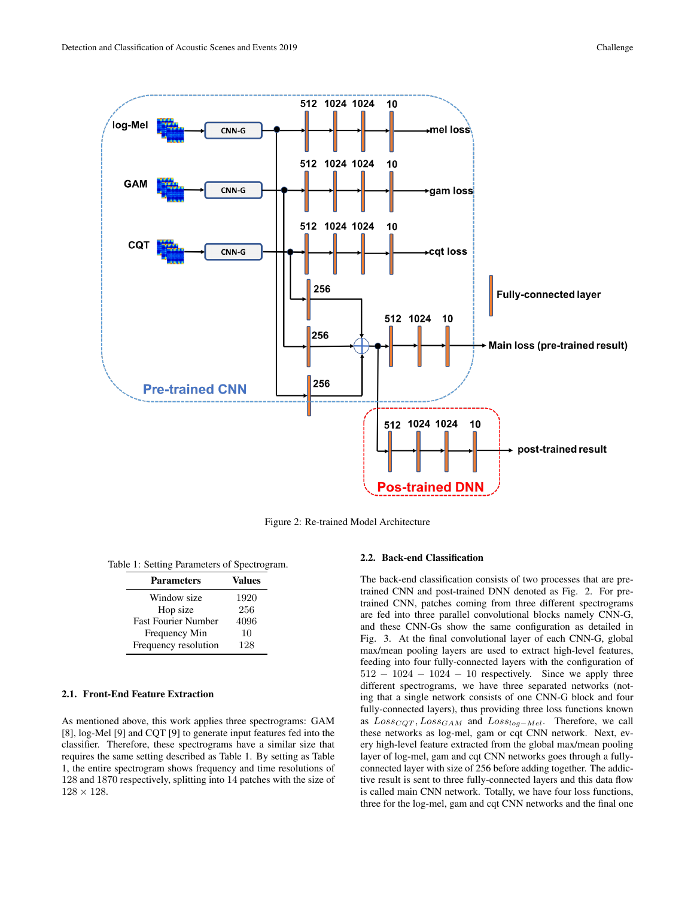Figure 2: Re-trained Model Architecture

Table 1: Setting Parameters of Spectrogram.

| Parameters | Values |
|---|---|
| Window size | 1920 |
| Hop size | 256 |
| Fast Fourier Number | 4096 |
| Frequency Min | 10 |
| Frequency resolution | 128 |

### 2.1. Front-End Feature Extraction

As mentioned above, this work applies three spectrograms: GAM [8], log-Mel [9] and CQT [9] to generate input features fed into the classifier. Therefore, these spectrograms have a similar size that requires the same setting described as Table 1. By setting as Table 1, the entire spectrogram shows frequency and time resolutions of 128 and 1870 respectively, splitting into 14 patches with the size of $128 \times 128$.

### 2.2. Back-end Classification

The back-end classification consists of two processes that are pre-trained CNN and post-trained DNN denoted as Fig. 2. For pre-trained CNN, patches coming from three different spectrograms are fed into three parallel convolutional blocks namely CNN-G, and these CNN-Gs show the same configuration as detailed in Fig. 3. At the final convolutional layer of each CNN-G, global max/mean pooling layers are used to extract high-level features, feeding into four fully-connected layers with the configuration of $512 - 1024 - 1024 - 10$ respectively. Since we apply three different spectrograms, we have three separated networks (noting that a single network consists of one CNN-G block and four fully-connected layers), thus providing three loss functions known as $Loss_{CQT}, Loss_{GAM}$ and $Loss_{log-Mel}$. Therefore, we call these networks as log-mel, gam or cqt CNN network. Next, every high-level feature extracted from the global max/mean pooling layer of log-mel, gam and cqt CNN networks goes through a fully-connected layer with size of 256 before adding together. The addictive result is sent to three fully-connected layers and this data flow is called main CNN network. Totally, we have four loss functions, three for the log-mel, gam and cqt CNN networks and the final one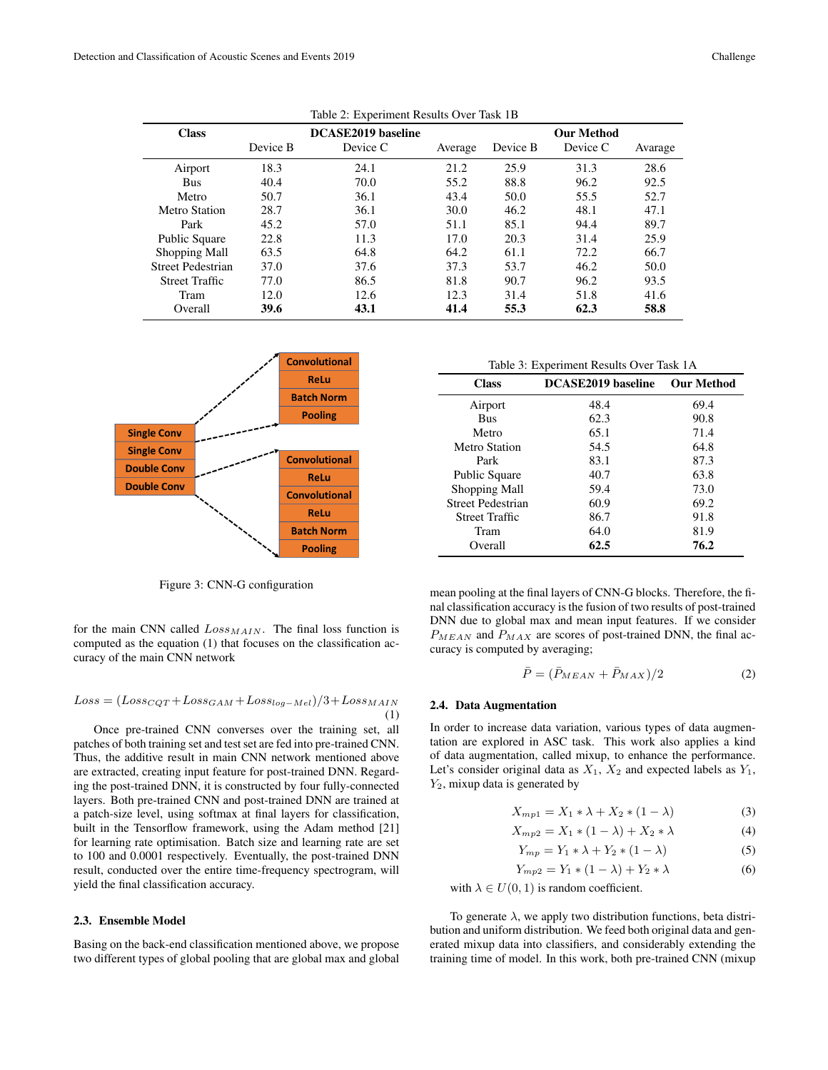Table 2: Experiment Results Over Task 1B

| Class | DCASE2019 baseline | | | Our Method | | |
|---|---|---|---|---|---|---|
| | Device B | Device C | Average | Device B | Device C | Avarage |
| Airport | 18.3 | 24.1 | 21.2 | 25.9 | 31.3 | 28.6 |
| Bus | 40.4 | 70.0 | 55.2 | 88.8 | 96.2 | 92.5 |
| Metro | 50.7 | 36.1 | 43.4 | 50.0 | 55.5 | 52.7 |
| Metro Station | 28.7 | 36.1 | 30.0 | 46.2 | 48.1 | 47.1 |
| Park | 45.2 | 57.0 | 51.1 | 85.1 | 94.4 | 89.7 |
| Public Square | 22.8 | 11.3 | 17.0 | 20.3 | 31.4 | 25.9 |
| Shopping Mall | 63.5 | 64.8 | 64.2 | 61.1 | 72.2 | 66.7 |
| Street Pedestrian | 37.0 | 37.6 | 37.3 | 53.7 | 46.2 | 50.0 |
| Street Traffic | 77.0 | 86.5 | 81.8 | 90.7 | 96.2 | 93.5 |
| Tram | 12.0 | 12.6 | 12.3 | 31.4 | 51.8 | 41.6 |
| Overall | **39.6** | **43.1** | **41.4** | **55.3** | **62.3** | **58.8** |

Figure 3: CNN-G configuration

for the main CNN called $Loss_{MAIN}$. The final loss function is computed as the equation (1) that focuses on the classification accuracy of the main CNN network

$$Loss = (Loss_{CQT} + Loss_{GAM} + Loss_{log-Mel})/3 + Loss_{MAIN} \quad (1)$$

Once pre-trained CNN converses over the training set, all patches of both training set and test set are fed into pre-trained CNN. Thus, the additive result in main CNN network mentioned above are extracted, creating input feature for post-trained DNN. Regarding the post-trained DNN, it is constructed by four fully-connected layers. Both pre-trained CNN and post-trained DNN are trained at a patch-size level, using softmax at final layers for classification, built in the Tensorflow framework, using the Adam method [21] for learning rate optimisation. Batch size and learning rate are set to 100 and 0.0001 respectively. Eventually, the post-trained DNN result, conducted over the entire time-frequency spectrogram, will yield the final classification accuracy.

### 2.3. Ensemble Model

Basing on the back-end classification mentioned above, we propose two different types of global pooling that are global max and global mean pooling at the final layers of CNN-G blocks. Therefore, the final classification accuracy is the fusion of two results of post-trained DNN due to global max and mean input features. If we consider $P_{MEAN}$ and $P_{MAX}$ are scores of post-trained DNN, the final accuracy is computed by averaging;

$$\bar{P} = (\bar{P}_{MEAN} + \bar{P}_{MAX})/2 \quad (2)$$

Table 3: Experiment Results Over Task 1A

| Class | DCASE2019 baseline | Our Method |
|---|---|---|
| Airport | 48.4 | 69.4 |
| Bus | 62.3 | 90.8 |
| Metro | 65.1 | 71.4 |
| Metro Station | 54.5 | 64.8 |
| Park | 83.1 | 87.3 |
| Public Square | 40.7 | 63.8 |
| Shopping Mall | 59.4 | 73.0 |
| Street Pedestrian | 60.9 | 69.2 |
| Street Traffic | 86.7 | 91.8 |
| Tram | 64.0 | 81.9 |
| Overall | **62.5** | **76.2** |

### 2.4. Data Augmentation

In order to increase data variation, various types of data augmentation are explored in ASC task. This work also applies a kind of data augmentation, called mixup, to enhance the performance. Let's consider original data as $X_1$, $X_2$ and expected labels as $Y_1$, $Y_2$, mixup data is generated by

$$X_{mp1} = X_1 * \lambda + X_2 * (1 - \lambda) \quad (3)$$

$$X_{mp2} = X_1 * (1 - \lambda) + X_2 * \lambda \quad (4)$$

$$Y_{mp} = Y_1 * \lambda + Y_2 * (1 - \lambda) \quad (5)$$

$$Y_{mp2} = Y_1 * (1 - \lambda) + Y_2 * \lambda \quad (6)$$

with $\lambda \in U(0, 1)$ is random coefficient.

To generate $\lambda$, we apply two distribution functions, beta distribution and uniform distribution. We feed both original data and generated mixup data into classifiers, and considerably extending the training time of model. In this work, both pre-trained CNN (mixup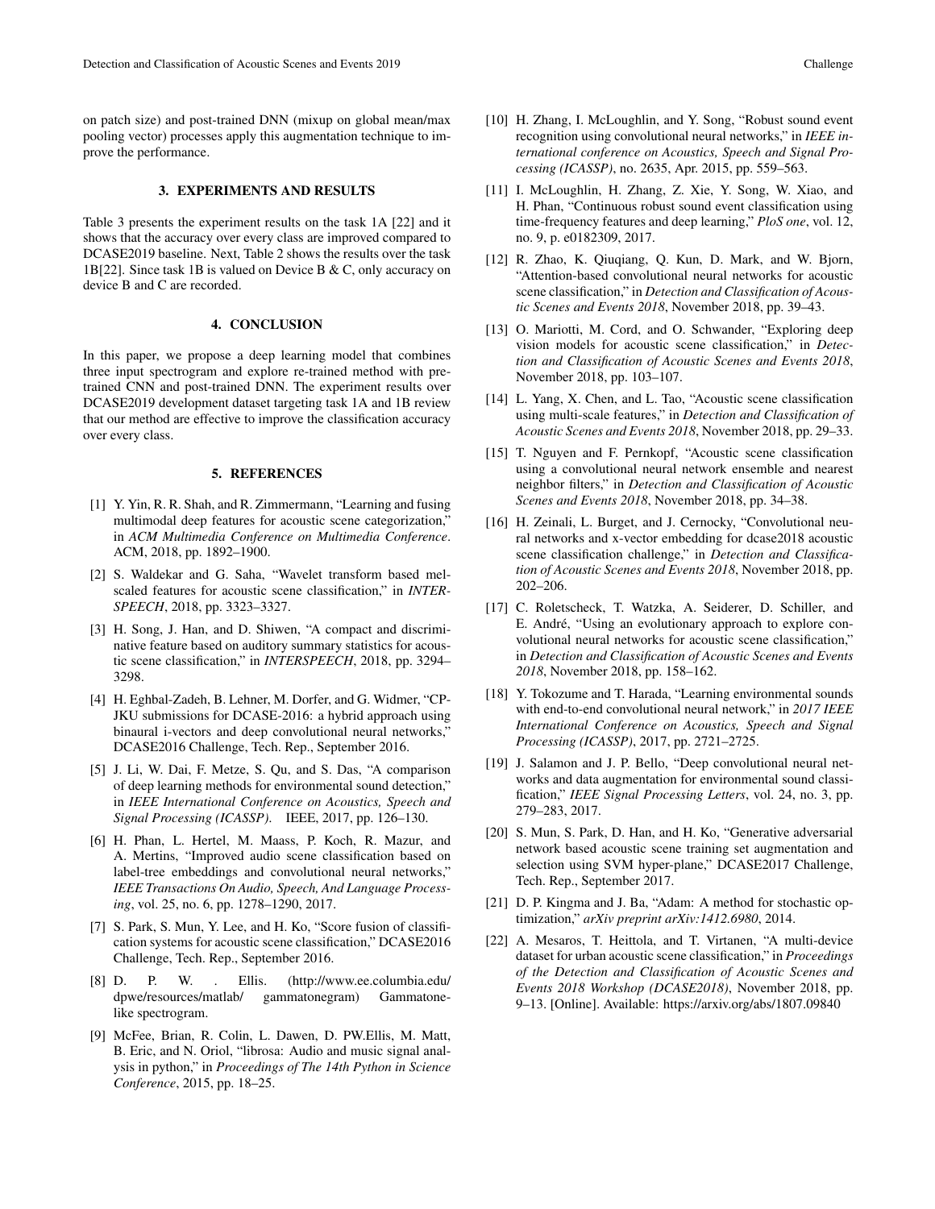on patch size) and post-trained DNN (mixup on global mean/max pooling vector) processes apply this augmentation technique to improve the performance.

## 3. EXPERIMENTS AND RESULTS

Table 3 presents the experiment results on the task 1A [22] and it shows that the accuracy over every class are improved compared to DCASE2019 baseline. Next, Table 2 shows the results over the task 1B[22]. Since task 1B is valued on Device B & C, only accuracy on device B and C are recorded.

## 4. CONCLUSION

In this paper, we propose a deep learning model that combines three input spectrogram and explore re-trained method with pre-trained CNN and post-trained DNN. The experiment results over DCASE2019 development dataset targeting task 1A and 1B review that our method are effective to improve the classification accuracy over every class.

## 5. REFERENCES

[1] Y. Yin, R. R. Shah, and R. Zimmermann, "Learning and fusing multimodal deep features for acoustic scene categorization," in *ACM Multimedia Conference on Multimedia Conference*. ACM, 2018, pp. 1892–1900.

[2] S. Waldekar and G. Saha, "Wavelet transform based mel-scaled features for acoustic scene classification," in *INTER-SPEECH*, 2018, pp. 3323–3327.

[3] H. Song, J. Han, and D. Shiwen, "A compact and discriminative feature based on auditory summary statistics for acoustic scene classification," in *INTERSPEECH*, 2018, pp. 3294–3298.

[4] H. Eghbal-Zadeh, B. Lehner, M. Dorfer, and G. Widmer, "CP-JKU submissions for DCASE-2016: a hybrid approach using binaural i-vectors and deep convolutional neural networks," DCASE2016 Challenge, Tech. Rep., September 2016.

[5] J. Li, W. Dai, F. Metze, S. Qu, and S. Das, "A comparison of deep learning methods for environmental sound detection," in *IEEE International Conference on Acoustics, Speech and Signal Processing (ICASSP)*. IEEE, 2017, pp. 126–130.

[6] H. Phan, L. Hertel, M. Maass, P. Koch, R. Mazur, and A. Mertins, "Improved audio scene classification based on label-tree embeddings and convolutional neural networks," *IEEE Transactions On Audio, Speech, And Language Processing*, vol. 25, no. 6, pp. 1278–1290, 2017.

[7] S. Park, S. Mun, Y. Lee, and H. Ko, "Score fusion of classification systems for acoustic scene classification," DCASE2016 Challenge, Tech. Rep., September 2016.

[8] D. P. W. . Ellis. (http://www.ee.columbia.edu/dpwe/resources/matlab/ gammatonegram) Gammatone-like spectrogram.

[9] McFee, Brian, R. Colin, L. Dawen, D. PW.Ellis, M. Matt, B. Eric, and N. Oriol, "librosa: Audio and music signal analysis in python," in *Proceedings of The 14th Python in Science Conference*, 2015, pp. 18–25.

[10] H. Zhang, I. McLoughlin, and Y. Song, "Robust sound event recognition using convolutional neural networks," in *IEEE international conference on Acoustics, Speech and Signal Processing (ICASSP)*, no. 2635, Apr. 2015, pp. 559–563.

[11] I. McLoughlin, H. Zhang, Z. Xie, Y. Song, W. Xiao, and H. Phan, "Continuous robust sound event classification using time-frequency features and deep learning," *PloS one*, vol. 12, no. 9, p. e0182309, 2017.

[12] R. Zhao, K. Qiuqiang, Q. Kun, D. Mark, and W. Bjorn, "Attention-based convolutional neural networks for acoustic scene classification," in *Detection and Classification of Acoustic Scenes and Events 2018*, November 2018, pp. 39–43.

[13] O. Mariotti, M. Cord, and O. Schwander, "Exploring deep vision models for acoustic scene classification," in *Detection and Classification of Acoustic Scenes and Events 2018*, November 2018, pp. 103–107.

[14] L. Yang, X. Chen, and L. Tao, "Acoustic scene classification using multi-scale features," in *Detection and Classification of Acoustic Scenes and Events 2018*, November 2018, pp. 29–33.

[15] T. Nguyen and F. Pernkopf, "Acoustic scene classification using a convolutional neural network ensemble and nearest neighbor filters," in *Detection and Classification of Acoustic Scenes and Events 2018*, November 2018, pp. 34–38.

[16] H. Zeinali, L. Burget, and J. Cernocky, "Convolutional neural networks and x-vector embedding for dcase2018 acoustic scene classification challenge," in *Detection and Classification of Acoustic Scenes and Events 2018*, November 2018, pp. 202–206.

[17] C. Roletscheck, T. Watzka, A. Seiderer, D. Schiller, and E. André, "Using an evolutionary approach to explore convolutional neural networks for acoustic scene classification," in *Detection and Classification of Acoustic Scenes and Events 2018*, November 2018, pp. 158–162.

[18] Y. Tokozume and T. Harada, "Learning environmental sounds with end-to-end convolutional neural network," in *2017 IEEE International Conference on Acoustics, Speech and Signal Processing (ICASSP)*, 2017, pp. 2721–2725.

[19] J. Salamon and J. P. Bello, "Deep convolutional neural networks and data augmentation for environmental sound classification," *IEEE Signal Processing Letters*, vol. 24, no. 3, pp. 279–283, 2017.

[20] S. Mun, S. Park, D. Han, and H. Ko, "Generative adversarial network based acoustic scene training set augmentation and selection using SVM hyper-plane," DCASE2017 Challenge, Tech. Rep., September 2017.

[21] D. P. Kingma and J. Ba, "Adam: A method for stochastic optimization," *arXiv preprint arXiv:1412.6980*, 2014.

[22] A. Mesaros, T. Heittola, and T. Virtanen, "A multi-device dataset for urban acoustic scene classification," in *Proceedings of the Detection and Classification of Acoustic Scenes and Events 2018 Workshop (DCASE2018)*, November 2018, pp. 9–13. [Online]. Available: https://arxiv.org/abs/1807.09840